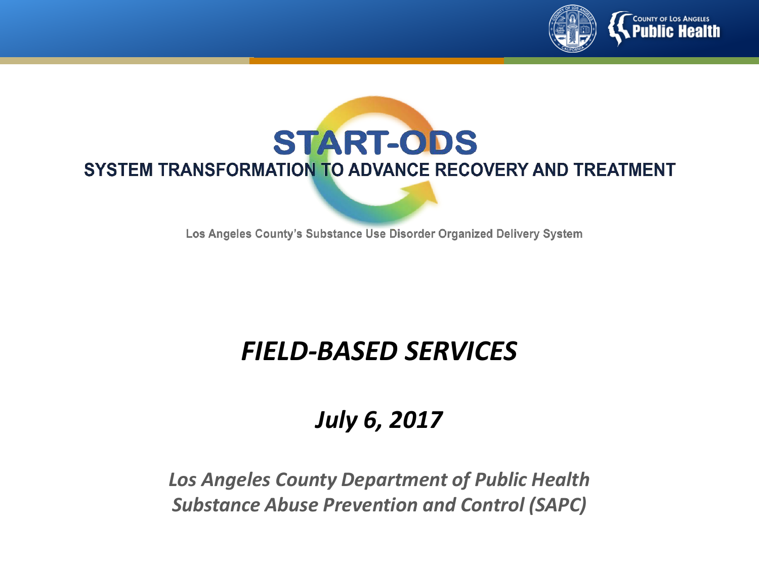COUNTY OF LOS ANGELES
Public Health

# START-ODS

**SYSTEM TRANSFORMATION TO ADVANCE RECOVERY AND TREATMENT**

Los Angeles County's Substance Use Disorder Organized Delivery System

## *FIELD-BASED SERVICES*

### *July 6, 2017*

*Los Angeles County Department of Public Health*
*Substance Abuse Prevention and Control (SAPC)*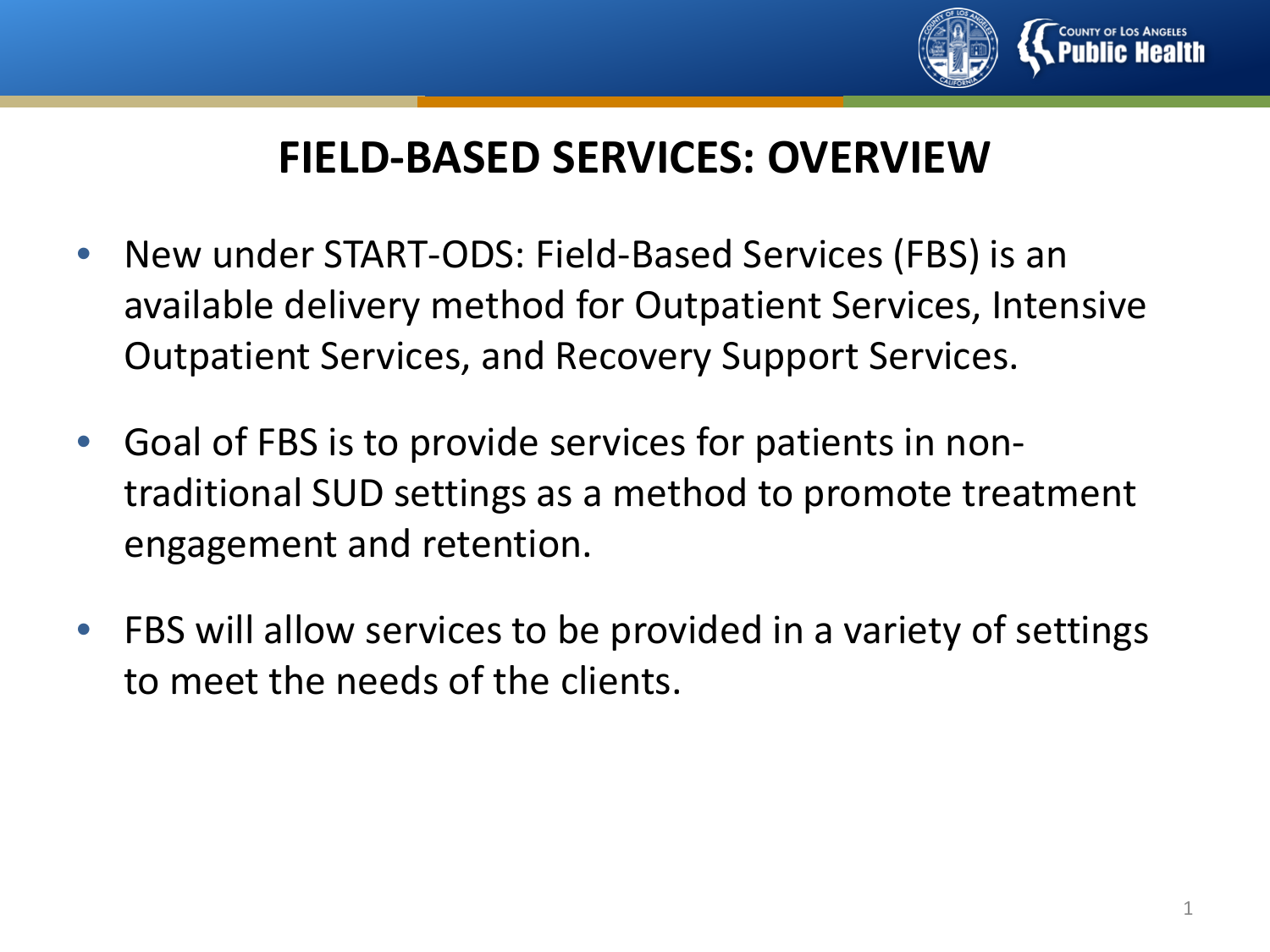# FIELD-BASED SERVICES: OVERVIEW

- New under START-ODS: Field-Based Services (FBS) is an available delivery method for Outpatient Services, Intensive Outpatient Services, and Recovery Support Services.
- Goal of FBS is to provide services for patients in non-traditional SUD settings as a method to promote treatment engagement and retention.
- FBS will allow services to be provided in a variety of settings to meet the needs of the clients.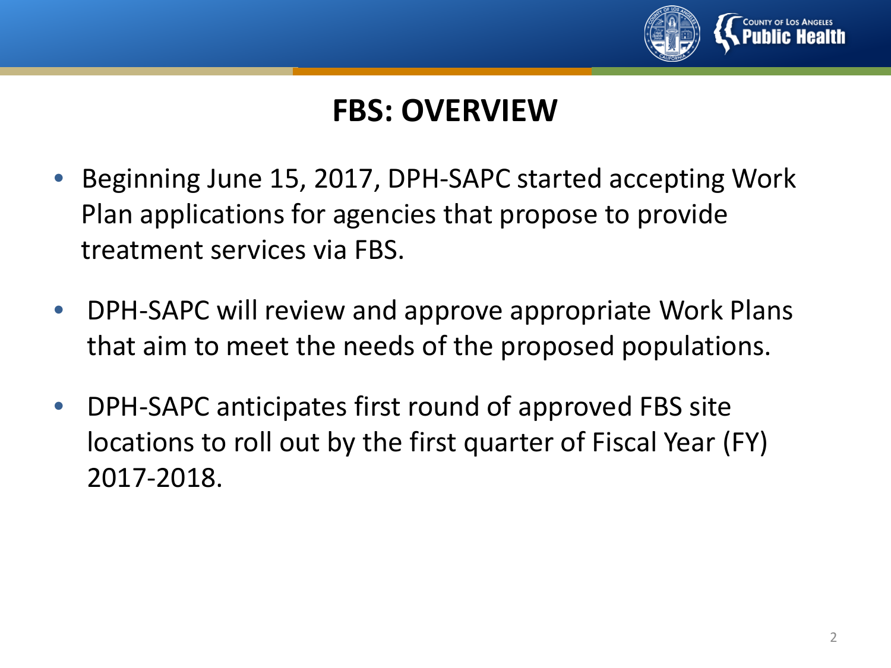# FBS: OVERVIEW

- Beginning June 15, 2017, DPH-SAPC started accepting Work Plan applications for agencies that propose to provide treatment services via FBS.
- DPH-SAPC will review and approve appropriate Work Plans that aim to meet the needs of the proposed populations.
- DPH-SAPC anticipates first round of approved FBS site locations to roll out by the first quarter of Fiscal Year (FY) 2017-2018.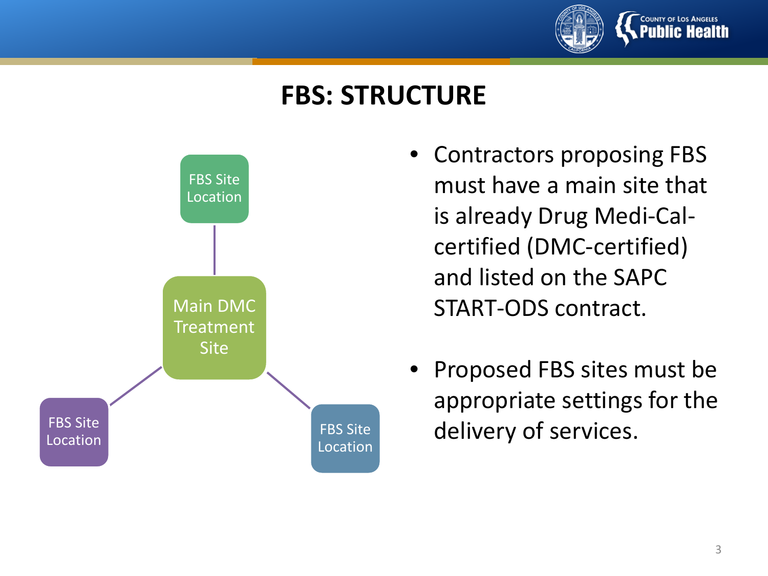# FBS: STRUCTURE

FBS Site Location

Main DMC Treatment Site

FBS Site Location

FBS Site Location

- Contractors proposing FBS must have a main site that is already Drug Medi-Cal-certified (DMC-certified) and listed on the SAPC START-ODS contract.
- Proposed FBS sites must be appropriate settings for the delivery of services.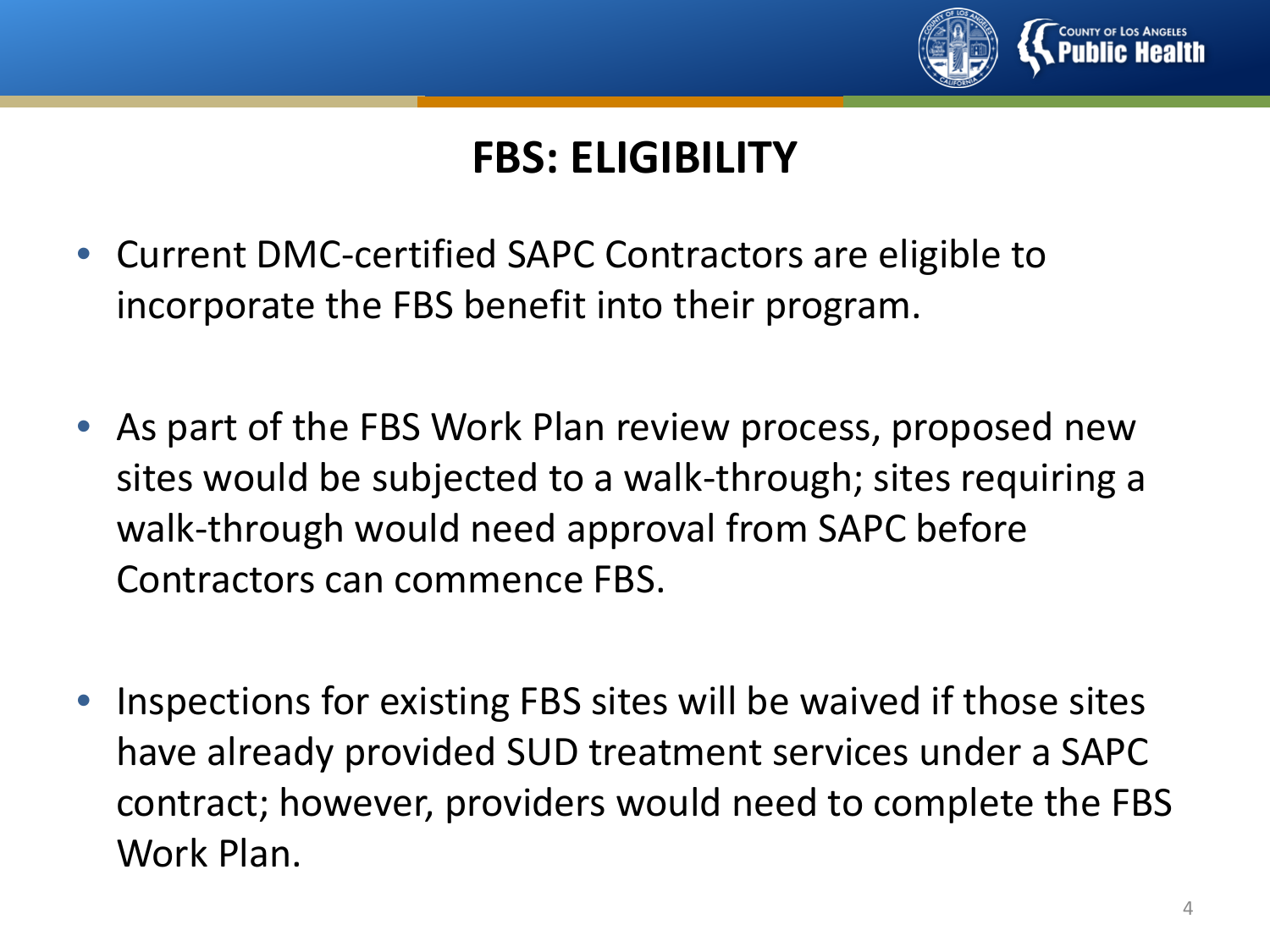# FBS: ELIGIBILITY

- Current DMC-certified SAPC Contractors are eligible to incorporate the FBS benefit into their program.

- As part of the FBS Work Plan review process, proposed new sites would be subjected to a walk-through; sites requiring a walk-through would need approval from SAPC before Contractors can commence FBS.

- Inspections for existing FBS sites will be waived if those sites have already provided SUD treatment services under a SAPC contract; however, providers would need to complete the FBS Work Plan.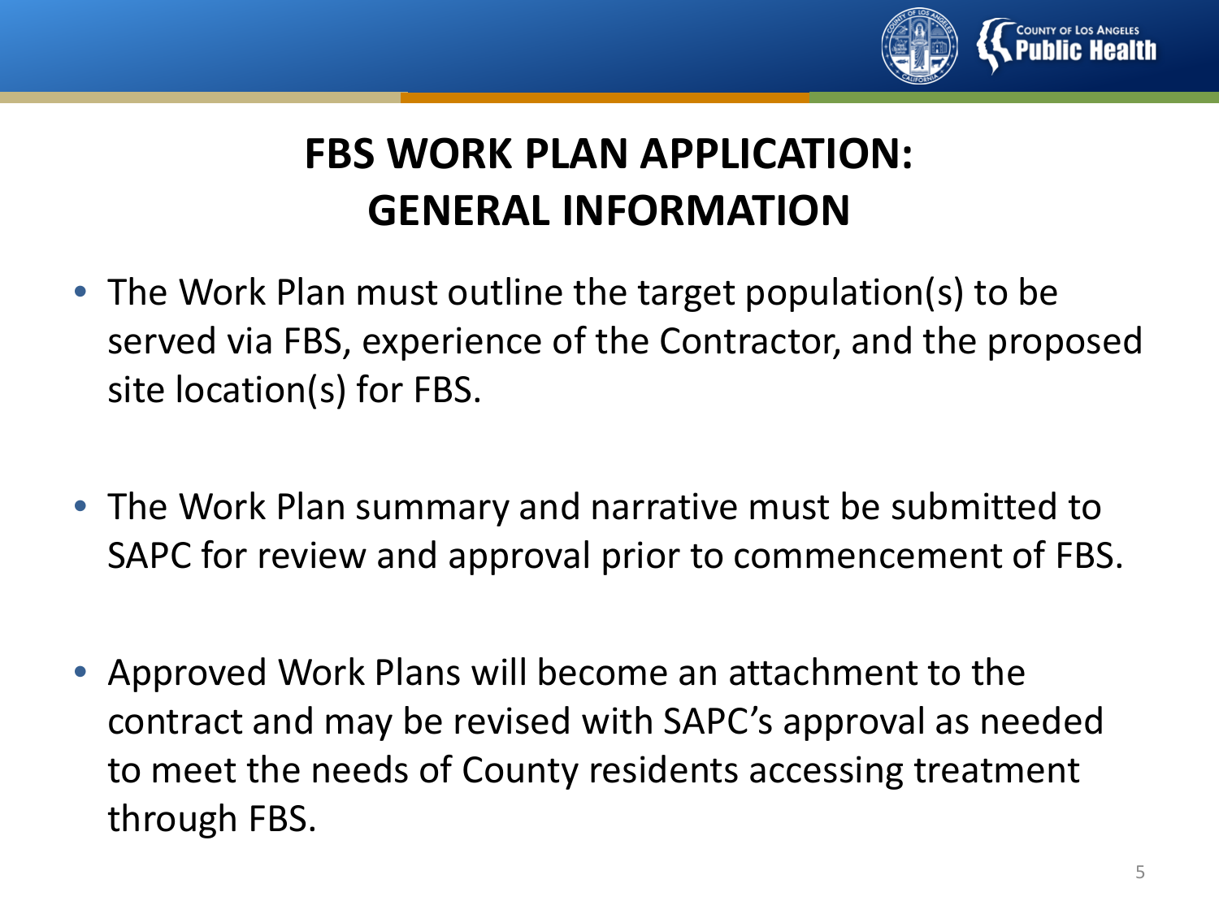# FBS WORK PLAN APPLICATION: GENERAL INFORMATION

- The Work Plan must outline the target population(s) to be served via FBS, experience of the Contractor, and the proposed site location(s) for FBS.
- The Work Plan summary and narrative must be submitted to SAPC for review and approval prior to commencement of FBS.
- Approved Work Plans will become an attachment to the contract and may be revised with SAPC's approval as needed to meet the needs of County residents accessing treatment through FBS.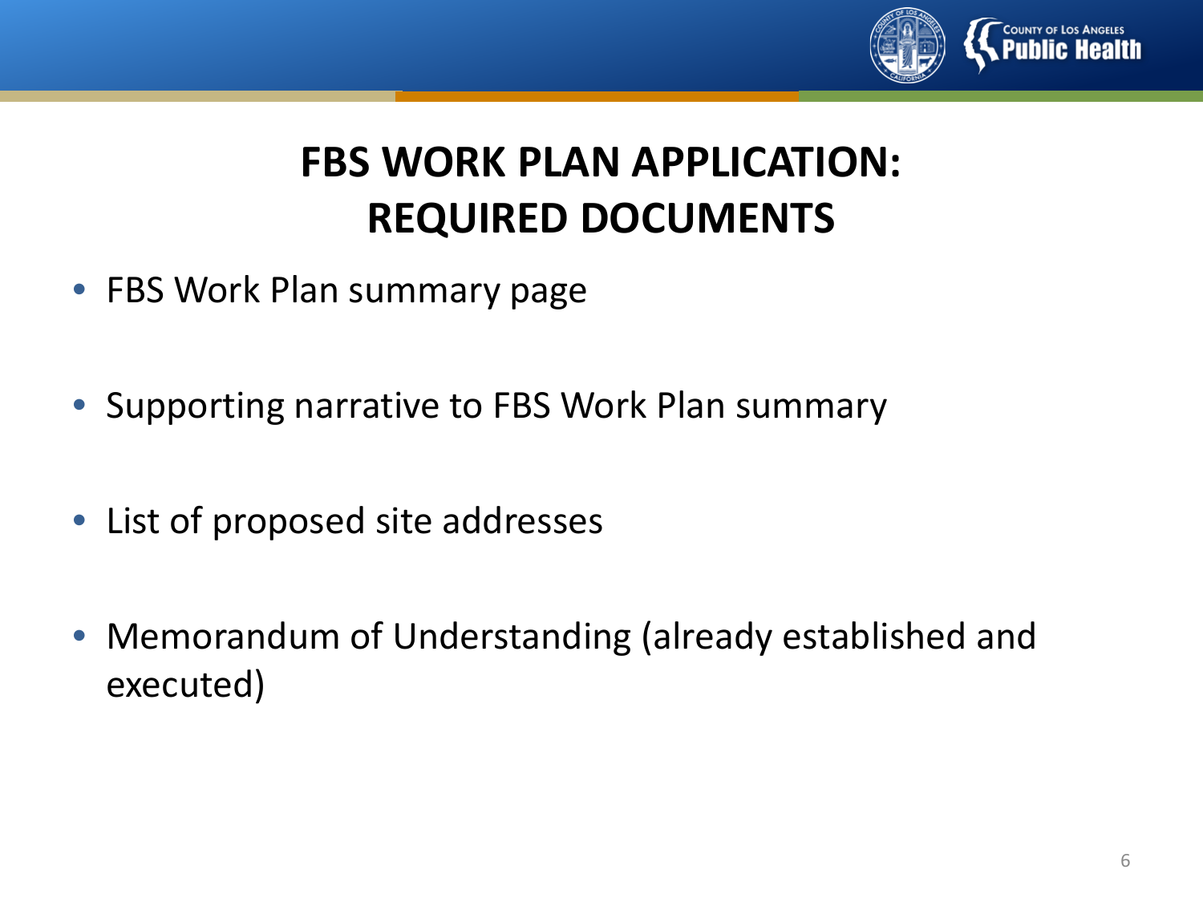# FBS WORK PLAN APPLICATION: REQUIRED DOCUMENTS

- FBS Work Plan summary page
- Supporting narrative to FBS Work Plan summary
- List of proposed site addresses
- Memorandum of Understanding (already established and executed)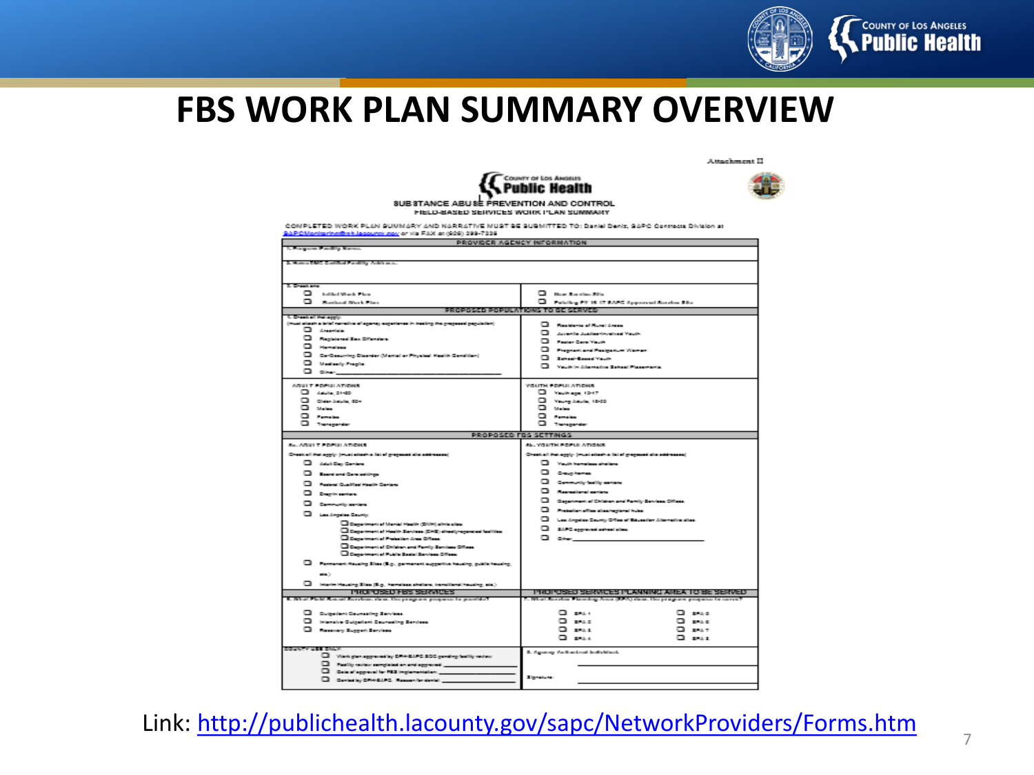# FBS WORK PLAN SUMMARY OVERVIEW

Attachment II

COUNTY OF LOS ANGELES
Public Health

SUBSTANCE ABUSE PREVENTION AND CONTROL
FIELD-BASED SERVICES WORK PLAN SUMMARY

COMPLETED WORK PLAN SUMMARY AND NARRATIVE MUST BE SUBMITTED TO: Daniel Deniz, SAPC Contracts Division at SAPCMonitoring@ph.lacounty.gov or via FAX at (626) 299-7238

**PROVIDER AGENCY INFORMATION**

**PROPOSED POPULATIONS TO BE SERVED**

ADULT POPULATIONS

YOUTH POPULATIONS

**PROPOSED FBS SETTINGS**

**PROPOSED FBS SERVICES**

**PROPOSED SERVICES PLANNING AREA TO BE SERVED**

Link: http://publichealth.lacounty.gov/sapc/NetworkProviders/Forms.htm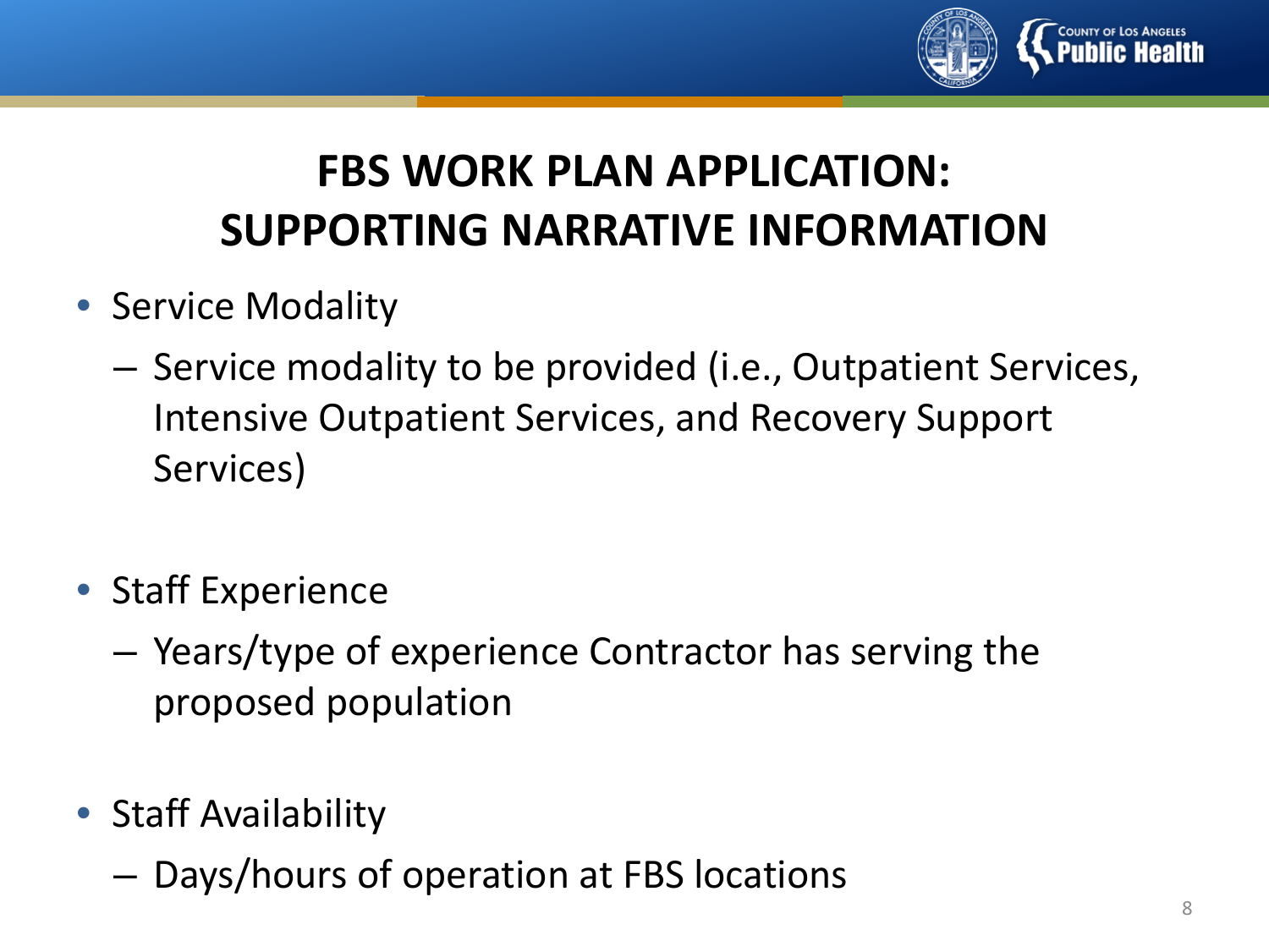# FBS WORK PLAN APPLICATION: SUPPORTING NARRATIVE INFORMATION

- Service Modality
  - Service modality to be provided (i.e., Outpatient Services, Intensive Outpatient Services, and Recovery Support Services)

- Staff Experience
  - Years/type of experience Contractor has serving the proposed population

- Staff Availability
  - Days/hours of operation at FBS locations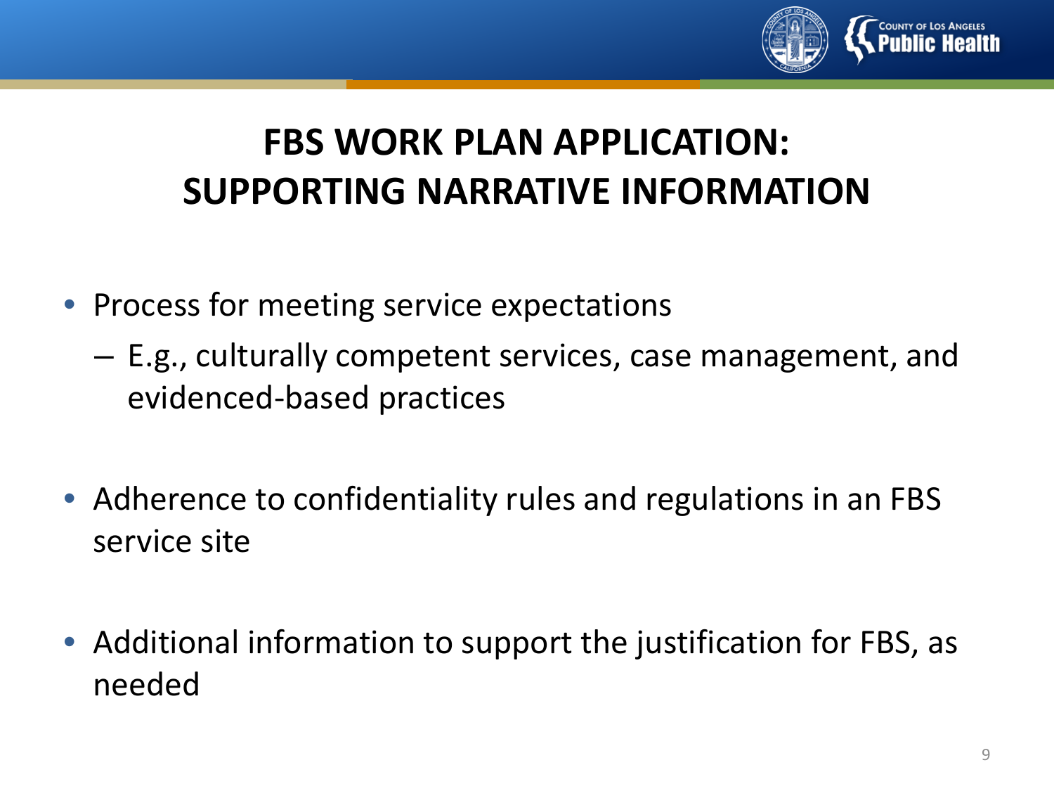# FBS WORK PLAN APPLICATION: SUPPORTING NARRATIVE INFORMATION

- Process for meeting service expectations
  - E.g., culturally competent services, case management, and evidenced-based practices
- Adherence to confidentiality rules and regulations in an FBS service site
- Additional information to support the justification for FBS, as needed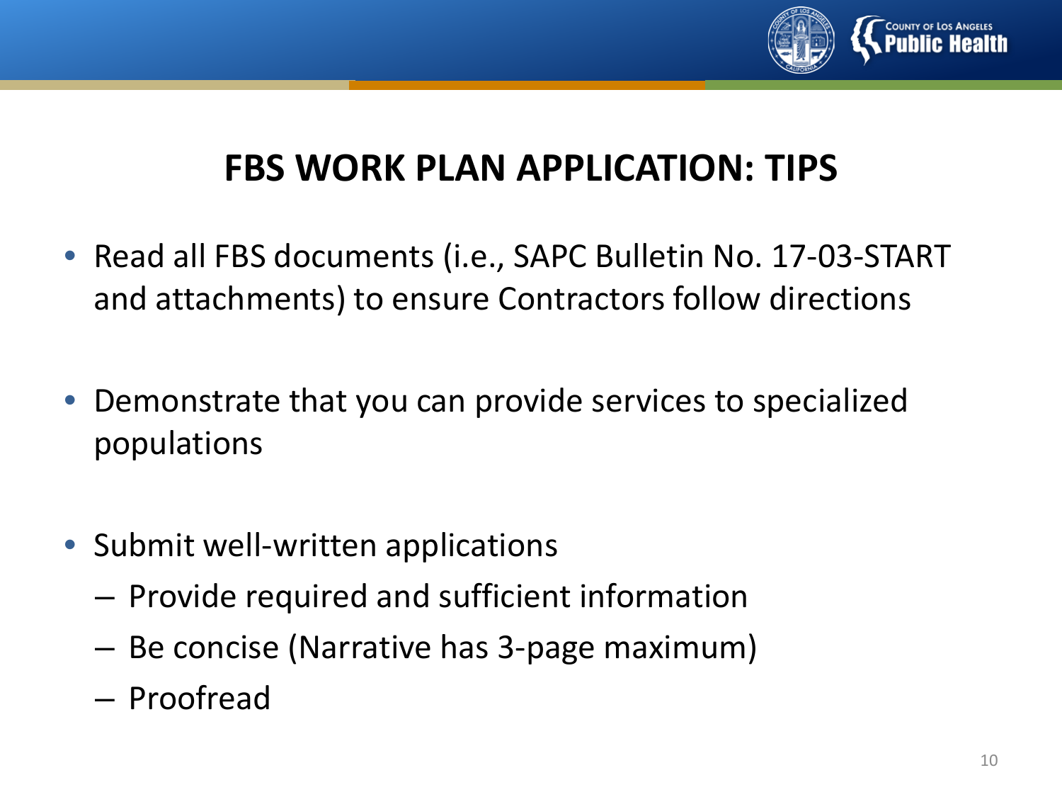# FBS WORK PLAN APPLICATION: TIPS

- Read all FBS documents (i.e., SAPC Bulletin No. 17-03-START and attachments) to ensure Contractors follow directions
- Demonstrate that you can provide services to specialized populations
- Submit well-written applications
  - Provide required and sufficient information
  - Be concise (Narrative has 3-page maximum)
  - Proofread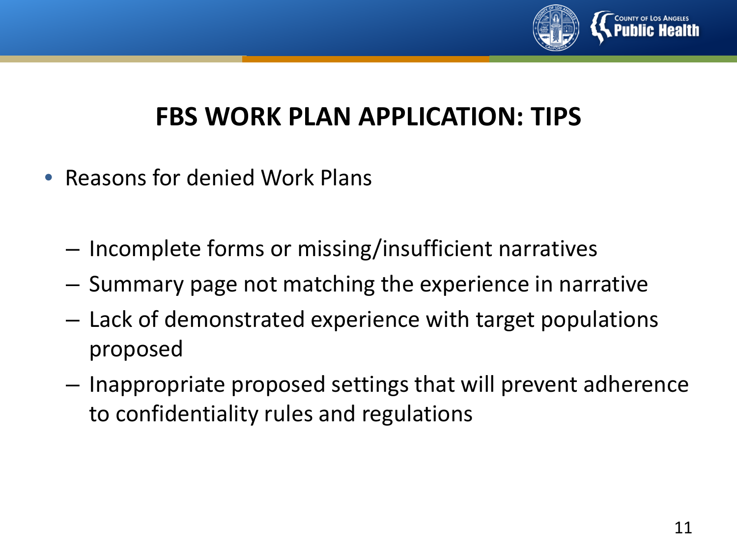# FBS WORK PLAN APPLICATION: TIPS

- Reasons for denied Work Plans
  - Incomplete forms or missing/insufficient narratives
  - Summary page not matching the experience in narrative
  - Lack of demonstrated experience with target populations proposed
  - Inappropriate proposed settings that will prevent adherence to confidentiality rules and regulations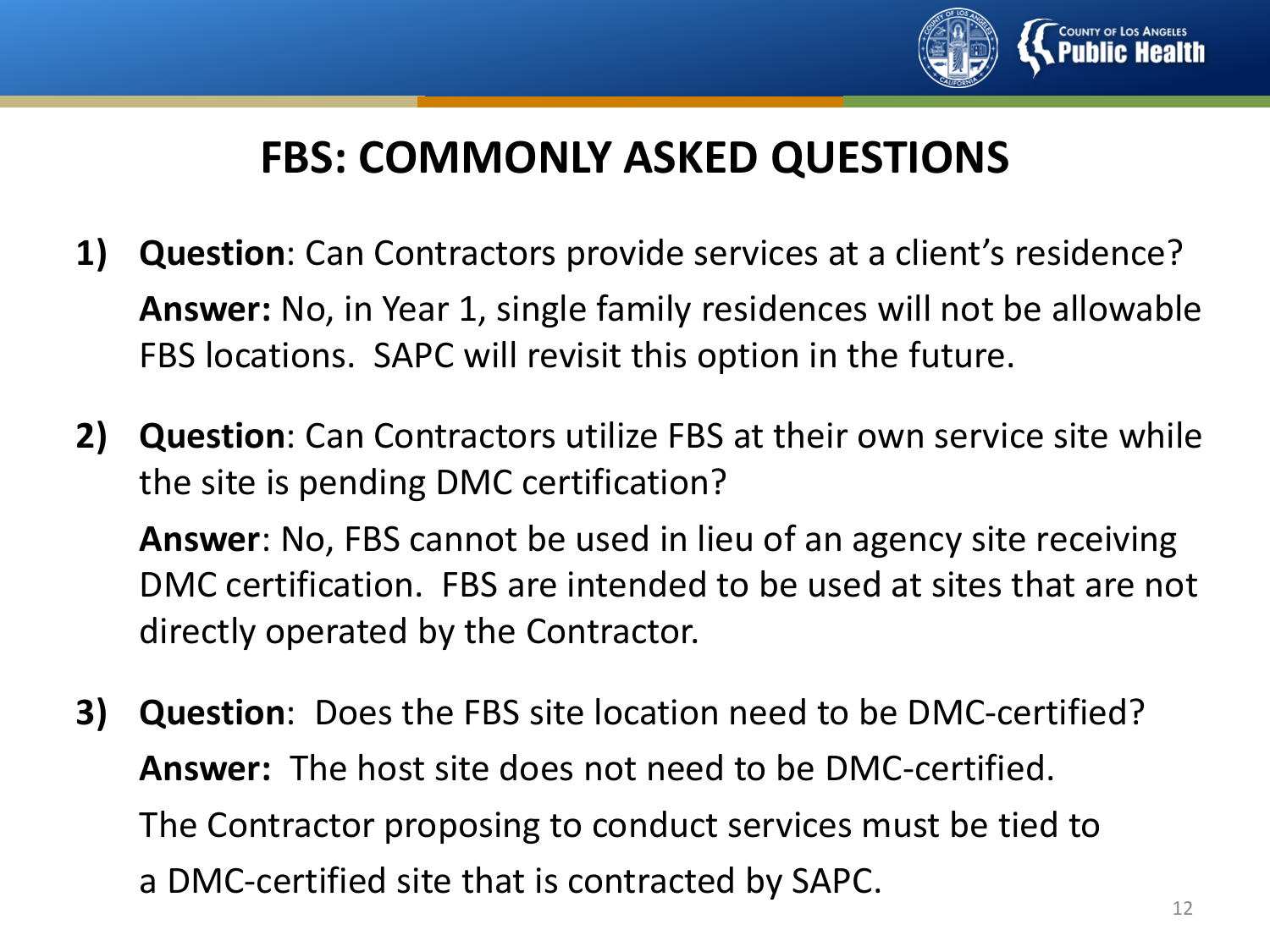# FBS: COMMONLY ASKED QUESTIONS

1) **Question**: Can Contractors provide services at a client's residence?

   **Answer:** No, in Year 1, single family residences will not be allowable FBS locations. SAPC will revisit this option in the future.

2) **Question**: Can Contractors utilize FBS at their own service site while the site is pending DMC certification?

   **Answer**: No, FBS cannot be used in lieu of an agency site receiving DMC certification. FBS are intended to be used at sites that are not directly operated by the Contractor.

3) **Question**: Does the FBS site location need to be DMC-certified?

   **Answer:** The host site does not need to be DMC-certified.

   The Contractor proposing to conduct services must be tied to a DMC-certified site that is contracted by SAPC.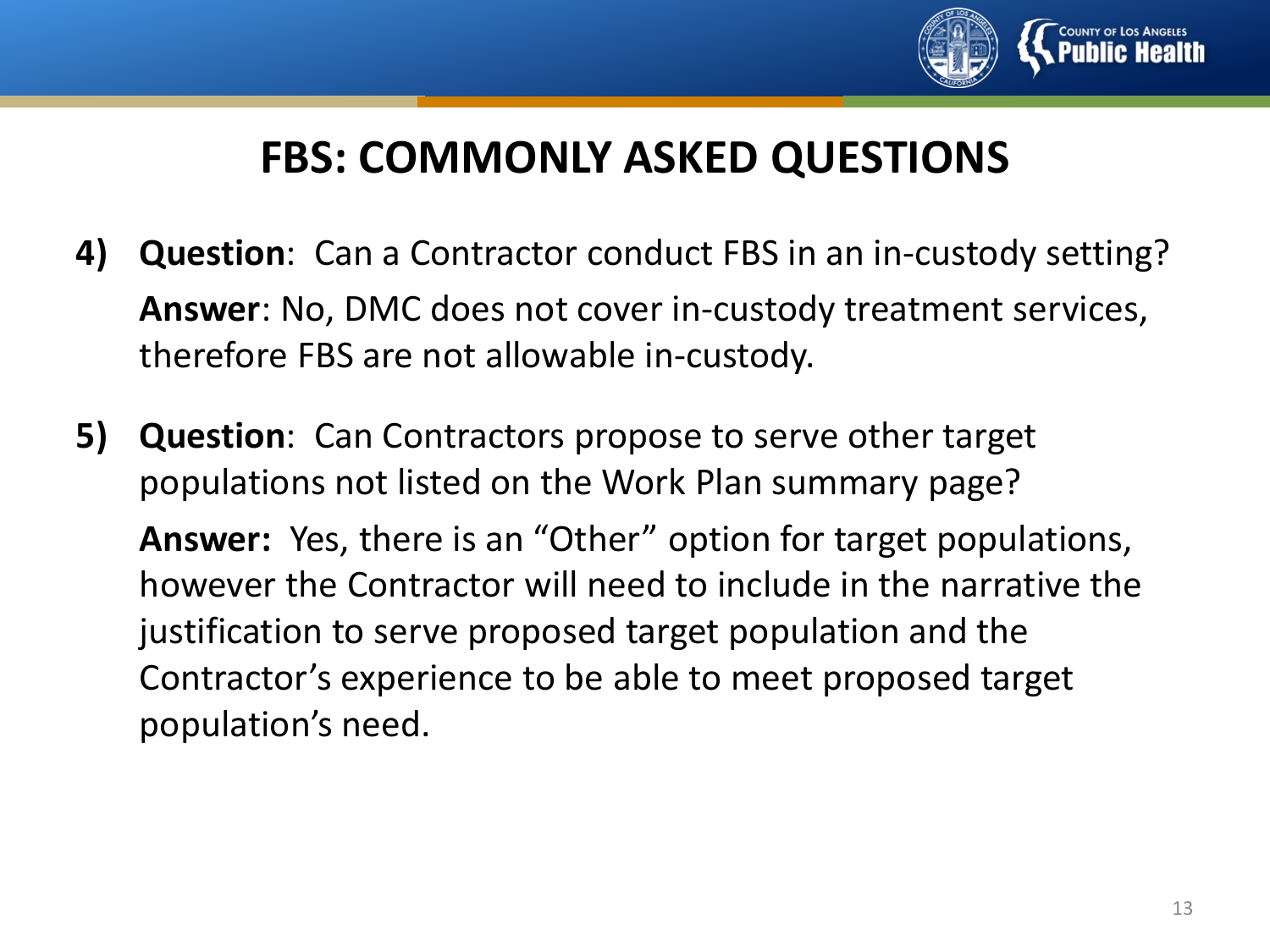# FBS: COMMONLY ASKED QUESTIONS

4) **Question**: Can a Contractor conduct FBS in an in-custody setting?

   **Answer**: No, DMC does not cover in-custody treatment services, therefore FBS are not allowable in-custody.

5) **Question**: Can Contractors propose to serve other target populations not listed on the Work Plan summary page?

   **Answer:** Yes, there is an "Other" option for target populations, however the Contractor will need to include in the narrative the justification to serve proposed target population and the Contractor's experience to be able to meet proposed target population's need.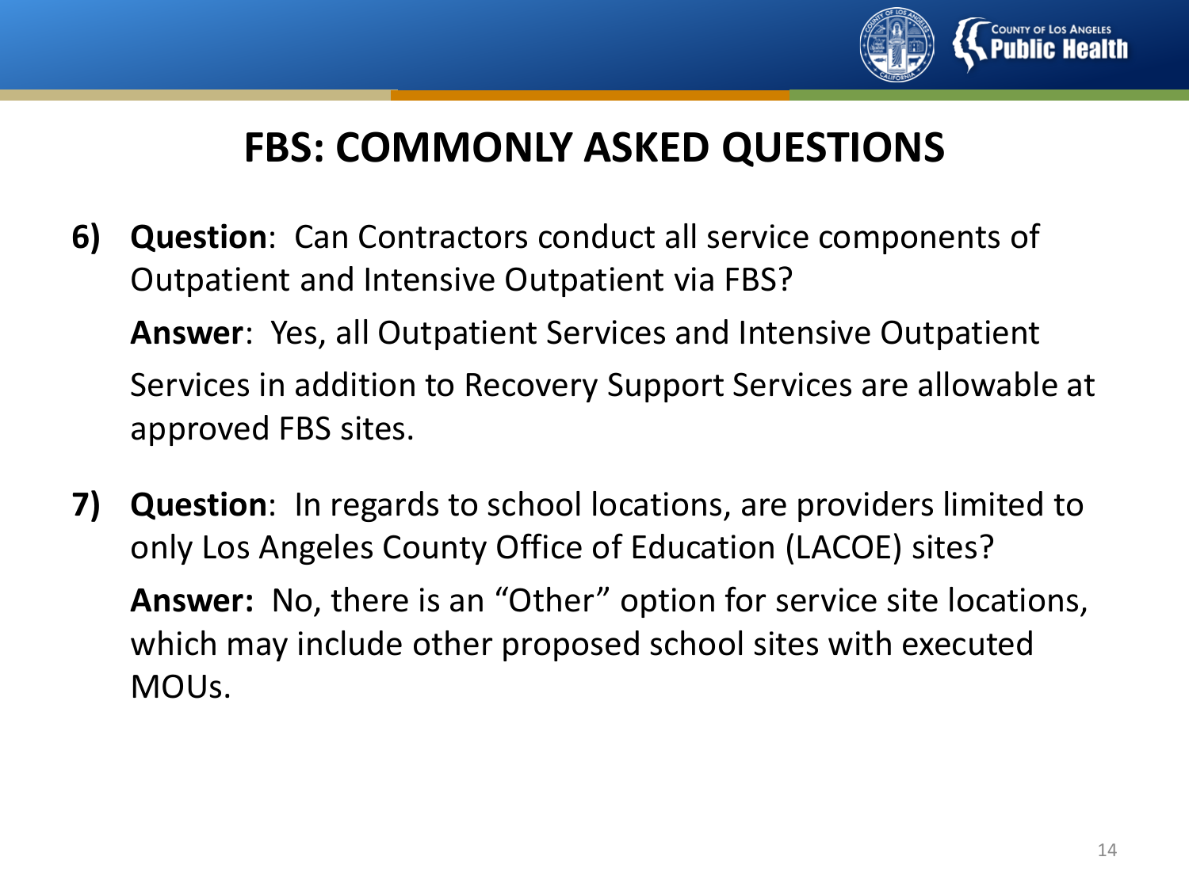# FBS: COMMONLY ASKED QUESTIONS

6) **Question**: Can Contractors conduct all service components of Outpatient and Intensive Outpatient via FBS?

   **Answer**: Yes, all Outpatient Services and Intensive Outpatient Services in addition to Recovery Support Services are allowable at approved FBS sites.

7) **Question**: In regards to school locations, are providers limited to only Los Angeles County Office of Education (LACOE) sites?

   **Answer:** No, there is an "Other" option for service site locations, which may include other proposed school sites with executed MOUs.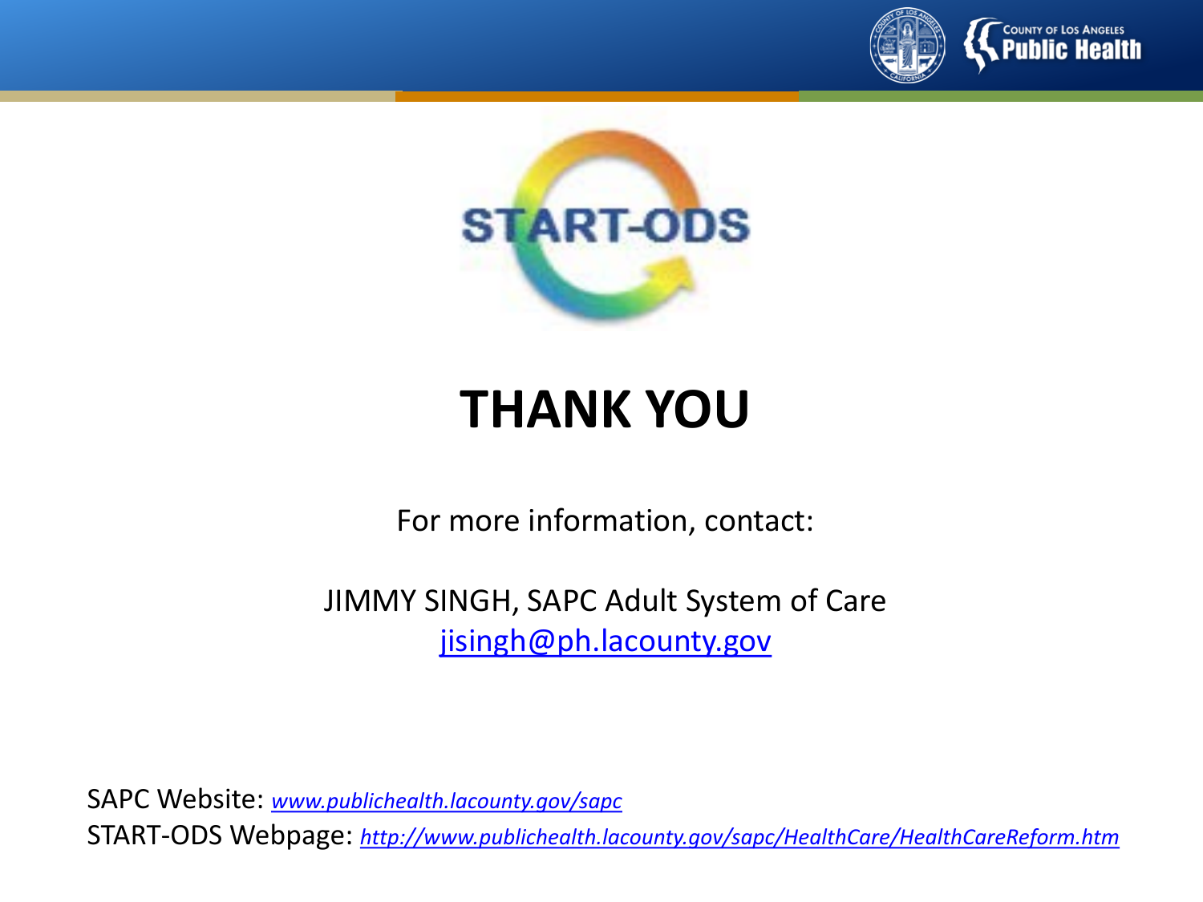START-ODS

# THANK YOU

For more information, contact:

JIMMY SINGH, SAPC Adult System of Care
jisingh@ph.lacounty.gov

SAPC Website: *www.publichealth.lacounty.gov/sapc*
START-ODS Webpage: *http://www.publichealth.lacounty.gov/sapc/HealthCare/HealthCareReform.htm*